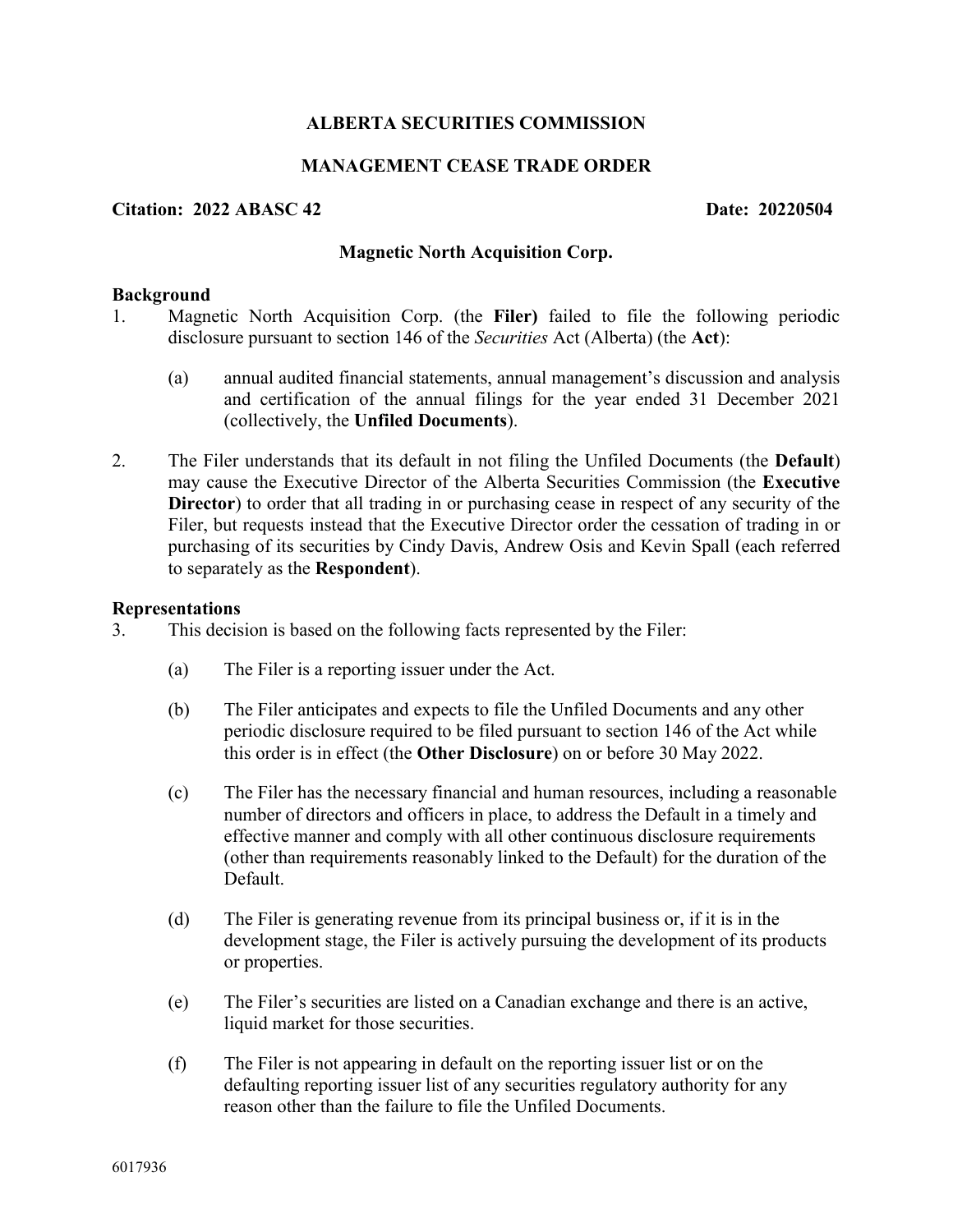**ALBERTA SECURITIES COMMISSION**

**MANAGEMENT CEASE TRADE ORDER**

**Citation: 2022 ABASC 42** **Date: 20220504**

**Magnetic North Acquisition Corp.**

**Background**

1. Magnetic North Acquisition Corp. (the **Filer)** failed to file the following periodic disclosure pursuant to section 146 of the *Securities* Act (Alberta) (the **Act**):

   (a) annual audited financial statements, annual management's discussion and analysis and certification of the annual filings for the year ended 31 December 2021 (collectively, the **Unfiled Documents**).

2. The Filer understands that its default in not filing the Unfiled Documents (the **Default**) may cause the Executive Director of the Alberta Securities Commission (the **Executive Director**) to order that all trading in or purchasing cease in respect of any security of the Filer, but requests instead that the Executive Director order the cessation of trading in or purchasing of its securities by Cindy Davis, Andrew Osis and Kevin Spall (each referred to separately as the **Respondent**).

**Representations**

3. This decision is based on the following facts represented by the Filer:

   (a) The Filer is a reporting issuer under the Act.

   (b) The Filer anticipates and expects to file the Unfiled Documents and any other periodic disclosure required to be filed pursuant to section 146 of the Act while this order is in effect (the **Other Disclosure**) on or before 30 May 2022.

   (c) The Filer has the necessary financial and human resources, including a reasonable number of directors and officers in place, to address the Default in a timely and effective manner and comply with all other continuous disclosure requirements (other than requirements reasonably linked to the Default) for the duration of the Default.

   (d) The Filer is generating revenue from its principal business or, if it is in the development stage, the Filer is actively pursuing the development of its products or properties.

   (e) The Filer's securities are listed on a Canadian exchange and there is an active, liquid market for those securities.

   (f) The Filer is not appearing in default on the reporting issuer list or on the defaulting reporting issuer list of any securities regulatory authority for any reason other than the failure to file the Unfiled Documents.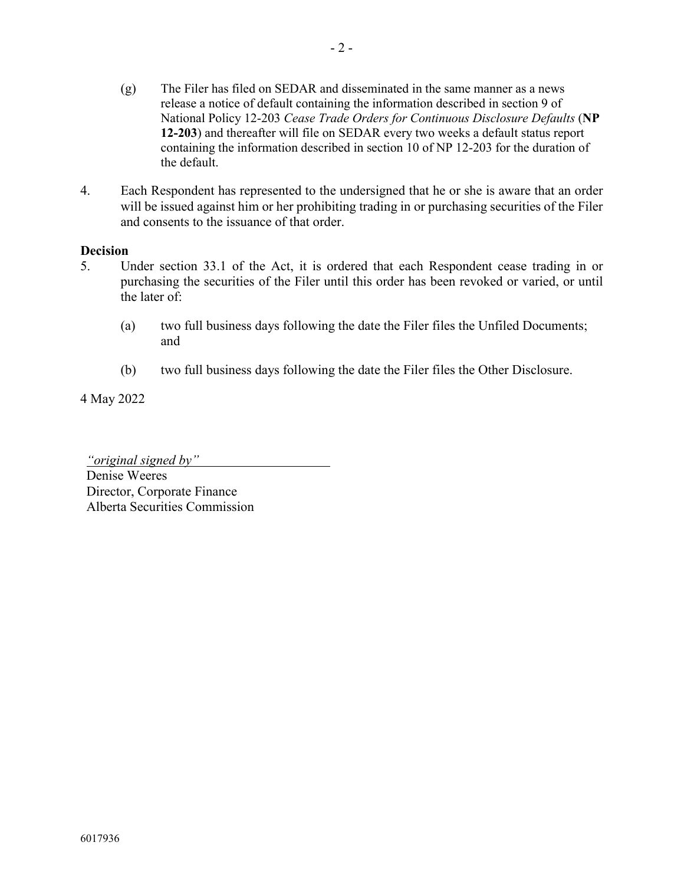(g) The Filer has filed on SEDAR and disseminated in the same manner as a news release a notice of default containing the information described in section 9 of National Policy 12-203 *Cease Trade Orders for Continuous Disclosure Defaults* (**NP 12-203**) and thereafter will file on SEDAR every two weeks a default status report containing the information described in section 10 of NP 12-203 for the duration of the default.

4. Each Respondent has represented to the undersigned that he or she is aware that an order will be issued against him or her prohibiting trading in or purchasing securities of the Filer and consents to the issuance of that order.

**Decision**

5. Under section 33.1 of the Act, it is ordered that each Respondent cease trading in or purchasing the securities of the Filer until this order has been revoked or varied, or until the later of:

   (a) two full business days following the date the Filer files the Unfiled Documents; and

   (b) two full business days following the date the Filer files the Other Disclosure.

4 May 2022

*"original signed by"*
Denise Weeres
Director, Corporate Finance
Alberta Securities Commission

6017936